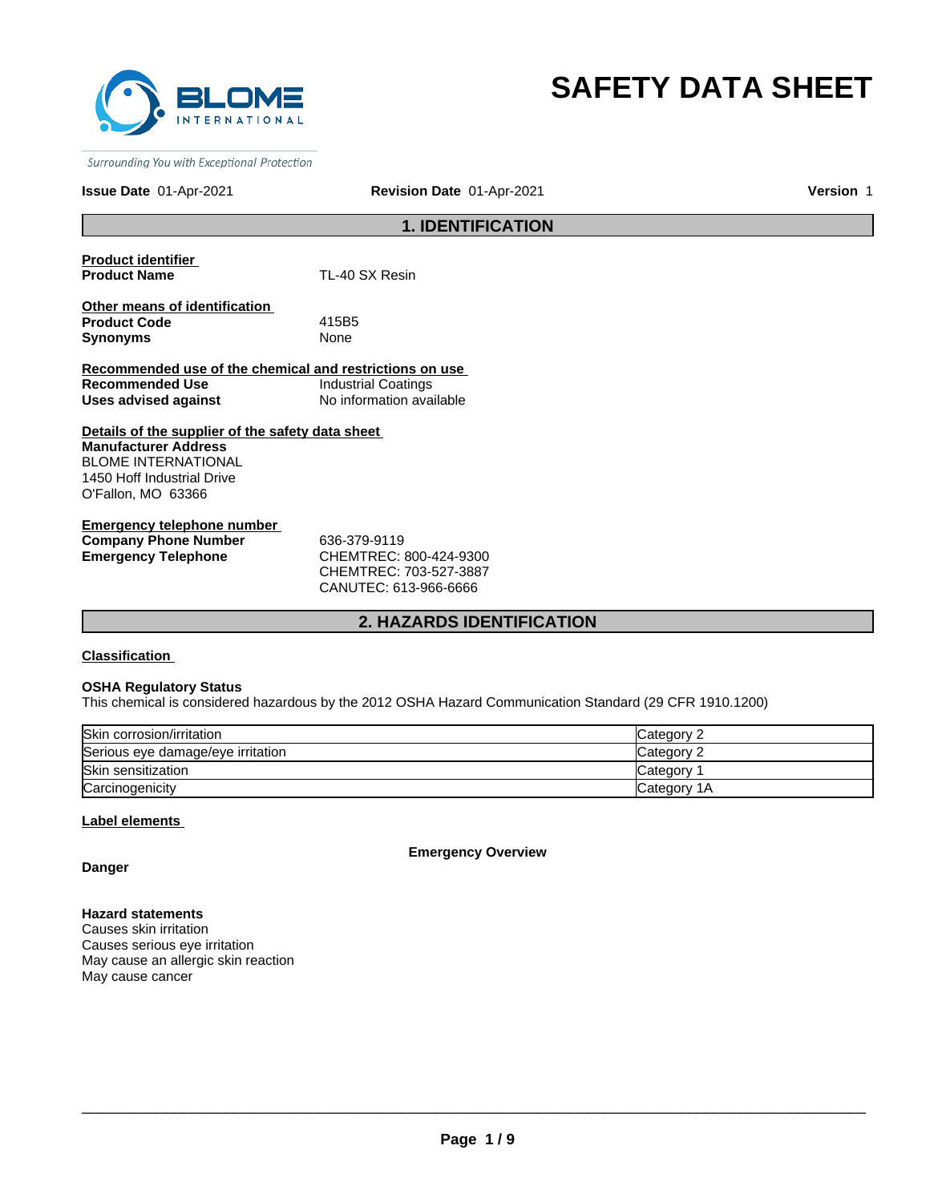BLOME INTERNATIONAL

*Surrounding You with Exceptional Protection*

# SAFETY DATA SHEET

**Issue Date** 01-Apr-2021 **Revision Date** 01-Apr-2021 **Version** 1

## 1. IDENTIFICATION

**Product identifier**

| | |
|---|---|
| **Product Name** | TL-40 SX Resin |

**Other means of identification**

| | |
|---|---|
| **Product Code** | 415B5 |
| **Synonyms** | None |

**Recommended use of the chemical and restrictions on use**

| | |
|---|---|
| **Recommended Use** | Industrial Coatings |
| **Uses advised against** | No information available |

**Details of the supplier of the safety data sheet**

**Manufacturer Address**
BLOME INTERNATIONAL
1450 Hoff Industrial Drive
O'Fallon, MO 63366

**Emergency telephone number**

| | |
|---|---|
| **Company Phone Number** | 636-379-9119 |
| **Emergency Telephone** | CHEMTREC: 800-424-9300<br>CHEMTREC: 703-527-3887<br>CANUTEC: 613-966-6666 |

## 2. HAZARDS IDENTIFICATION

**Classification**

**OSHA Regulatory Status**
This chemical is considered hazardous by the 2012 OSHA Hazard Communication Standard (29 CFR 1910.1200)

| | |
|---|---|
| Skin corrosion/irritation | Category 2 |
| Serious eye damage/eye irritation | Category 2 |
| Skin sensitization | Category 1 |
| Carcinogenicity | Category 1A |

**Label elements**

**Emergency Overview**

**Danger**

**Hazard statements**
Causes skin irritation
Causes serious eye irritation
May cause an allergic skin reaction
May cause cancer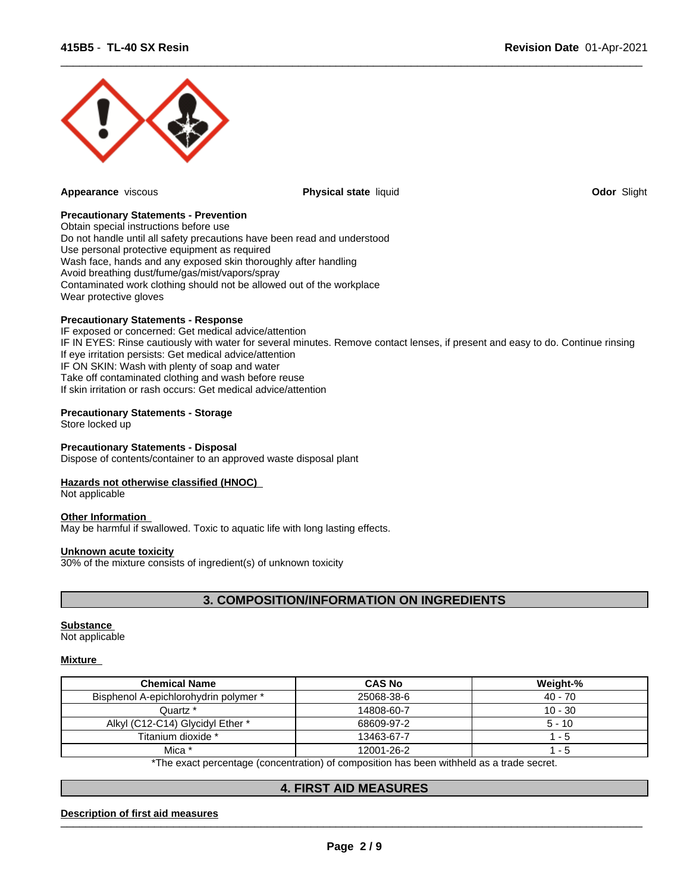**Appearance** viscous **Physical state** liquid **Odor** Slight

**Precautionary Statements - Prevention**
Obtain special instructions before use
Do not handle until all safety precautions have been read and understood
Use personal protective equipment as required
Wash face, hands and any exposed skin thoroughly after handling
Avoid breathing dust/fume/gas/mist/vapors/spray
Contaminated work clothing should not be allowed out of the workplace
Wear protective gloves

**Precautionary Statements - Response**
IF exposed or concerned: Get medical advice/attention
IF IN EYES: Rinse cautiously with water for several minutes. Remove contact lenses, if present and easy to do. Continue rinsing
If eye irritation persists: Get medical advice/attention
IF ON SKIN: Wash with plenty of soap and water
Take off contaminated clothing and wash before reuse
If skin irritation or rash occurs: Get medical advice/attention

**Precautionary Statements - Storage**
Store locked up

**Precautionary Statements - Disposal**
Dispose of contents/container to an approved waste disposal plant

**Hazards not otherwise classified (HNOC)**
Not applicable

**Other Information**
May be harmful if swallowed. Toxic to aquatic life with long lasting effects.

**Unknown acute toxicity**
30% of the mixture consists of ingredient(s) of unknown toxicity

## 3. COMPOSITION/INFORMATION ON INGREDIENTS

**Substance**
Not applicable

**Mixture**

| Chemical Name | CAS No | Weight-% |
|---|---|---|
| Bisphenol A-epichlorohydrin polymer * | 25068-38-6 | 40 - 70 |
| Quartz * | 14808-60-7 | 10 - 30 |
| Alkyl (C12-C14) Glycidyl Ether * | 68609-97-2 | 5 - 10 |
| Titanium dioxide * | 13463-67-7 | 1 - 5 |
| Mica * | 12001-26-2 | 1 - 5 |

*The exact percentage (concentration) of composition has been withheld as a trade secret.

## 4. FIRST AID MEASURES

**Description of first aid measures**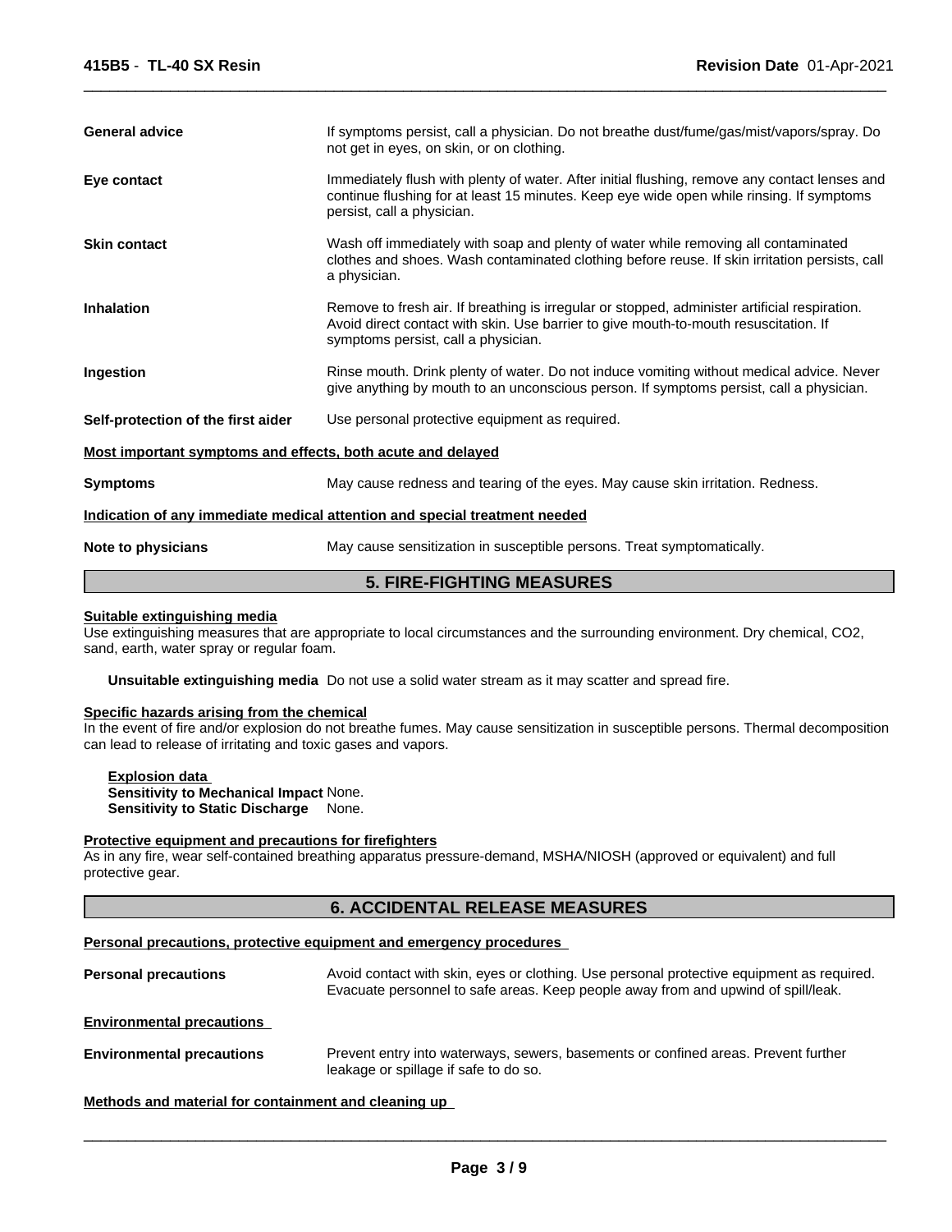**General advice** If symptoms persist, call a physician. Do not breathe dust/fume/gas/mist/vapors/spray. Do not get in eyes, on skin, or on clothing.

**Eye contact** Immediately flush with plenty of water. After initial flushing, remove any contact lenses and continue flushing for at least 15 minutes. Keep eye wide open while rinsing. If symptoms persist, call a physician.

**Skin contact** Wash off immediately with soap and plenty of water while removing all contaminated clothes and shoes. Wash contaminated clothing before reuse. If skin irritation persists, call a physician.

**Inhalation** Remove to fresh air. If breathing is irregular or stopped, administer artificial respiration. Avoid direct contact with skin. Use barrier to give mouth-to-mouth resuscitation. If symptoms persist, call a physician.

**Ingestion** Rinse mouth. Drink plenty of water. Do not induce vomiting without medical advice. Never give anything by mouth to an unconscious person. If symptoms persist, call a physician.

**Self-protection of the first aider** Use personal protective equipment as required.

**Most important symptoms and effects, both acute and delayed**

**Symptoms** May cause redness and tearing of the eyes. May cause skin irritation. Redness.

**Indication of any immediate medical attention and special treatment needed**

**Note to physicians** May cause sensitization in susceptible persons. Treat symptomatically.

## 5. FIRE-FIGHTING MEASURES

**Suitable extinguishing media**

Use extinguishing measures that are appropriate to local circumstances and the surrounding environment. Dry chemical, $CO_2$, sand, earth, water spray or regular foam.

**Unsuitable extinguishing media** Do not use a solid water stream as it may scatter and spread fire.

**Specific hazards arising from the chemical**

In the event of fire and/or explosion do not breathe fumes. May cause sensitization in susceptible persons. Thermal decomposition can lead to release of irritating and toxic gases and vapors.

**Explosion data**
**Sensitivity to Mechanical Impact** None.
**Sensitivity to Static Discharge** None.

**Protective equipment and precautions for firefighters**

As in any fire, wear self-contained breathing apparatus pressure-demand, MSHA/NIOSH (approved or equivalent) and full protective gear.

## 6. ACCIDENTAL RELEASE MEASURES

**Personal precautions, protective equipment and emergency procedures**

**Personal precautions** Avoid contact with skin, eyes or clothing. Use personal protective equipment as required. Evacuate personnel to safe areas. Keep people away from and upwind of spill/leak.

**Environmental precautions**

**Environmental precautions** Prevent entry into waterways, sewers, basements or confined areas. Prevent further leakage or spillage if safe to do so.

**Methods and material for containment and cleaning up**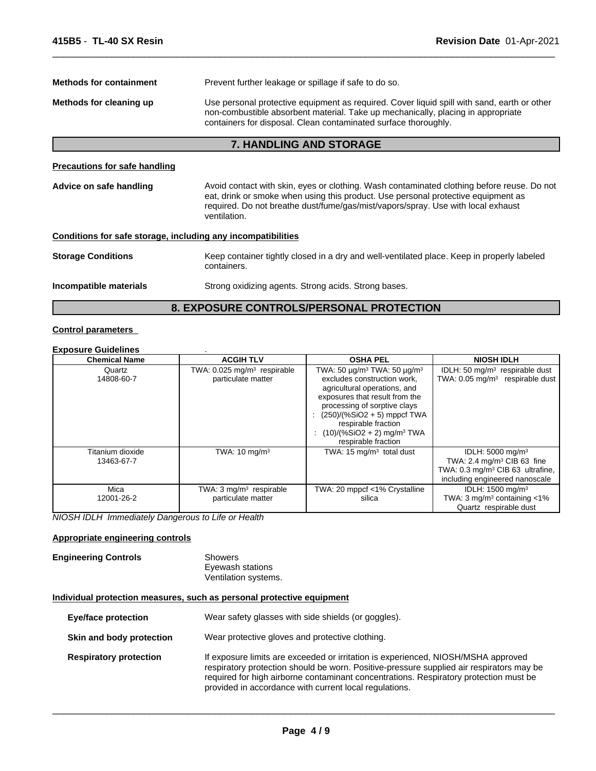**Methods for containment** Prevent further leakage or spillage if safe to do so.

**Methods for cleaning up** Use personal protective equipment as required. Cover liquid spill with sand, earth or other non-combustible absorbent material. Take up mechanically, placing in appropriate containers for disposal. Clean contaminated surface thoroughly.

## 7. HANDLING AND STORAGE

**Precautions for safe handling**

**Advice on safe handling** Avoid contact with skin, eyes or clothing. Wash contaminated clothing before reuse. Do not eat, drink or smoke when using this product. Use personal protective equipment as required. Do not breathe dust/fume/gas/mist/vapors/spray. Use with local exhaust ventilation.

**Conditions for safe storage, including any incompatibilities**

**Storage Conditions** Keep container tightly closed in a dry and well-ventilated place. Keep in properly labeled containers.

**Incompatible materials** Strong oxidizing agents. Strong acids. Strong bases.

## 8. EXPOSURE CONTROLS/PERSONAL PROTECTION

**Control parameters**

**Exposure Guidelines** .

| Chemical Name | ACGIH TLV | OSHA PEL | NIOSH IDLH |
|---|---|---|---|
| Quartz<br>14808-60-7 | TWA: 0.025 mg/m³ respirable particulate matter | TWA: 50 µg/m³ TWA: 50 µg/m³ excludes construction work, agricultural operations, and exposures that result from the processing of sorptive clays<br>: (250)/(%SiO2 + 5) mppcf TWA respirable fraction<br>: (10)/(%SiO2 + 2) mg/m³ TWA respirable fraction | IDLH: 50 mg/m³ respirable dust<br>TWA: 0.05 mg/m³ respirable dust |
| Titanium dioxide<br>13463-67-7 | TWA: 10 mg/m³ | TWA: 15 mg/m³ total dust | IDLH: 5000 mg/m³<br>TWA: 2.4 mg/m³ CIB 63 fine<br>TWA: 0.3 mg/m³ CIB 63 ultrafine, including engineered nanoscale |
| Mica<br>12001-26-2 | TWA: 3 mg/m³ respirable particulate matter | TWA: 20 mppcf <1% Crystalline silica | IDLH: 1500 mg/m³<br>TWA: 3 mg/m³ containing <1% Quartz respirable dust |

*NIOSH IDLH Immediately Dangerous to Life or Health*

**Appropriate engineering controls**

**Engineering Controls** Showers
Eyewash stations
Ventilation systems.

**Individual protection measures, such as personal protective equipment**

**Eye/face protection** Wear safety glasses with side shields (or goggles).

**Skin and body protection** Wear protective gloves and protective clothing.

**Respiratory protection** If exposure limits are exceeded or irritation is experienced, NIOSH/MSHA approved respiratory protection should be worn. Positive-pressure supplied air respirators may be required for high airborne contaminant concentrations. Respiratory protection must be provided in accordance with current local regulations.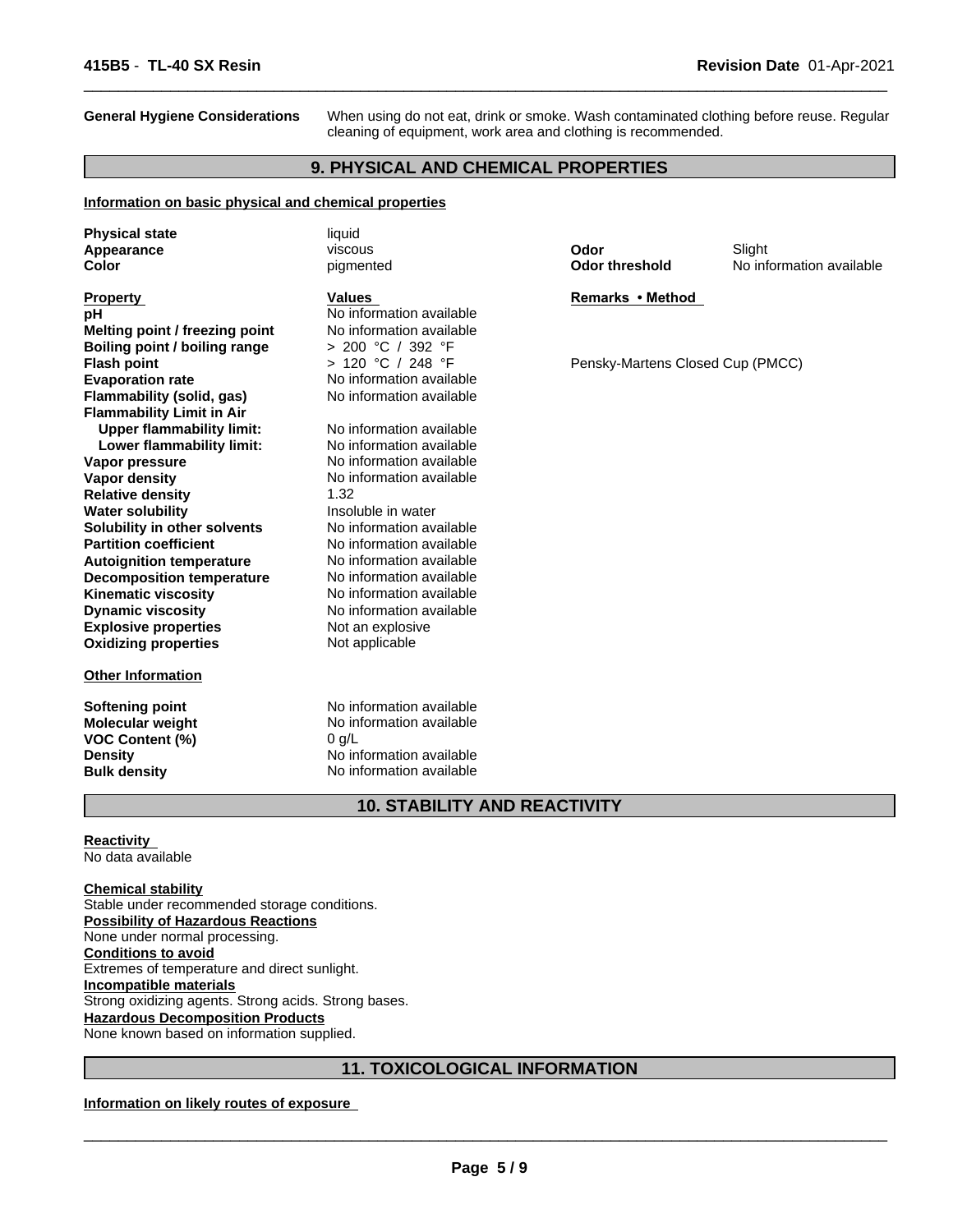**General Hygiene Considerations** When using do not eat, drink or smoke. Wash contaminated clothing before reuse. Regular cleaning of equipment, work area and clothing is recommended.

## 9. PHYSICAL AND CHEMICAL PROPERTIES

**Information on basic physical and chemical properties**

| | | | |
|---|---|---|---|
| **Physical state** | liquid | | |
| **Appearance** | viscous | **Odor** | Slight |
| **Color** | pigmented | **Odor threshold** | No information available |

| **Property** | **Values** | **Remarks • Method** |
|---|---|---|
| **pH** | No information available | |
| **Melting point / freezing point** | No information available | |
| **Boiling point / boiling range** | > 200 °C / 392 °F | |
| **Flash point** | > 120 °C / 248 °F | Pensky-Martens Closed Cup (PMCC) |
| **Evaporation rate** | No information available | |
| **Flammability (solid, gas)** | No information available | |
| **Flammability Limit in Air** | | |
| **Upper flammability limit:** | No information available | |
| **Lower flammability limit:** | No information available | |
| **Vapor pressure** | No information available | |
| **Vapor density** | No information available | |
| **Relative density** | 1.32 | |
| **Water solubility** | Insoluble in water | |
| **Solubility in other solvents** | No information available | |
| **Partition coefficient** | No information available | |
| **Autoignition temperature** | No information available | |
| **Decomposition temperature** | No information available | |
| **Kinematic viscosity** | No information available | |
| **Dynamic viscosity** | No information available | |
| **Explosive properties** | Not an explosive | |
| **Oxidizing properties** | Not applicable | |

**Other Information**

| | |
|---|---|
| **Softening point** | No information available |
| **Molecular weight** | No information available |
| **VOC Content (%)** | 0 g/L |
| **Density** | No information available |
| **Bulk density** | No information available |

## 10. STABILITY AND REACTIVITY

**Reactivity**
No data available

**Chemical stability**
Stable under recommended storage conditions.

**Possibility of Hazardous Reactions**
None under normal processing.

**Conditions to avoid**
Extremes of temperature and direct sunlight.

**Incompatible materials**
Strong oxidizing agents. Strong acids. Strong bases.

**Hazardous Decomposition Products**
None known based on information supplied.

## 11. TOXICOLOGICAL INFORMATION

**Information on likely routes of exposure**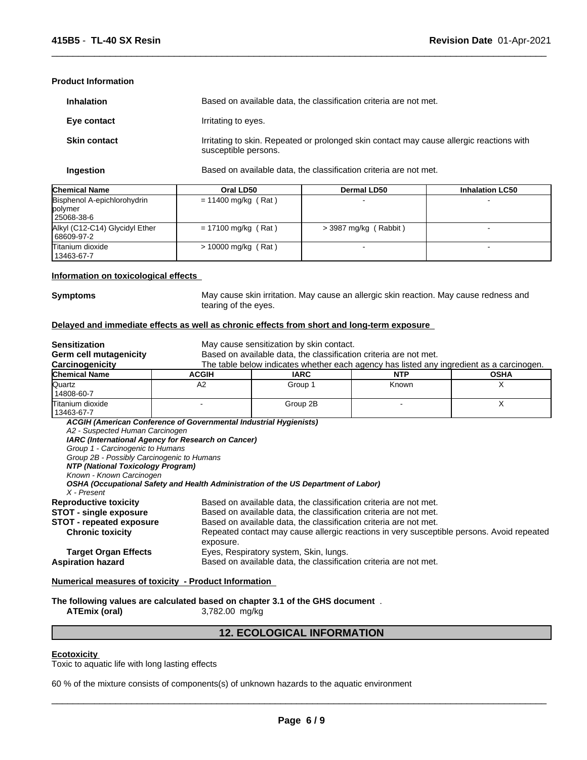**Product Information**

| | |
|---|---|
| **Inhalation** | Based on available data, the classification criteria are not met. |
| **Eye contact** | Irritating to eyes. |
| **Skin contact** | Irritating to skin. Repeated or prolonged skin contact may cause allergic reactions with susceptible persons. |
| **Ingestion** | Based on available data, the classification criteria are not met. |

| Chemical Name | Oral LD50 | Dermal LD50 | Inhalation LC50 |
|---|---|---|---|
| Bisphenol A-epichlorohydrin polymer 25068-38-6 | = 11400 mg/kg ( Rat ) | - | - |
| Alkyl (C12-C14) Glycidyl Ether 68609-97-2 | = 17100 mg/kg ( Rat ) | > 3987 mg/kg ( Rabbit ) | - |
| Titanium dioxide 13463-67-7 | > 10000 mg/kg ( Rat ) | - | - |

**Information on toxicological effects**

**Symptoms** May cause skin irritation. May cause an allergic skin reaction. May cause redness and tearing of the eyes.

**Delayed and immediate effects as well as chronic effects from short and long-term exposure**

**Sensitization** May cause sensitization by skin contact.
**Germ cell mutagenicity** Based on available data, the classification criteria are not met.
**Carcinogenicity** The table below indicates whether each agency has listed any ingredient as a carcinogen.

| Chemical Name | ACGIH | IARC | NTP | OSHA |
|---|---|---|---|---|
| Quartz 14808-60-7 | A2 | Group 1 | Known | X |
| Titanium dioxide 13463-67-7 | - | Group 2B | - | X |

***ACGIH (American Conference of Governmental Industrial Hygienists)***
*A2 - Suspected Human Carcinogen*
***IARC (International Agency for Research on Cancer)***
*Group 1 - Carcinogenic to Humans*
*Group 2B - Possibly Carcinogenic to Humans*
***NTP (National Toxicology Program)***
*Known - Known Carcinogen*
***OSHA (Occupational Safety and Health Administration of the US Department of Labor)***
*X - Present*

**Reproductive toxicity** Based on available data, the classification criteria are not met.
**STOT - single exposure** Based on available data, the classification criteria are not met.
**STOT - repeated exposure** Based on available data, the classification criteria are not met.
**Chronic toxicity** Repeated contact may cause allergic reactions in very susceptible persons. Avoid repeated exposure.
**Target Organ Effects** Eyes, Respiratory system, Skin, lungs.
**Aspiration hazard** Based on available data, the classification criteria are not met.

**Numerical measures of toxicity - Product Information**

**The following values are calculated based on chapter 3.1 of the GHS document** .
**ATEmix (oral)** 3,782.00 mg/kg

## 12. ECOLOGICAL INFORMATION

**Ecotoxicity**
Toxic to aquatic life with long lasting effects

60 % of the mixture consists of components(s) of unknown hazards to the aquatic environment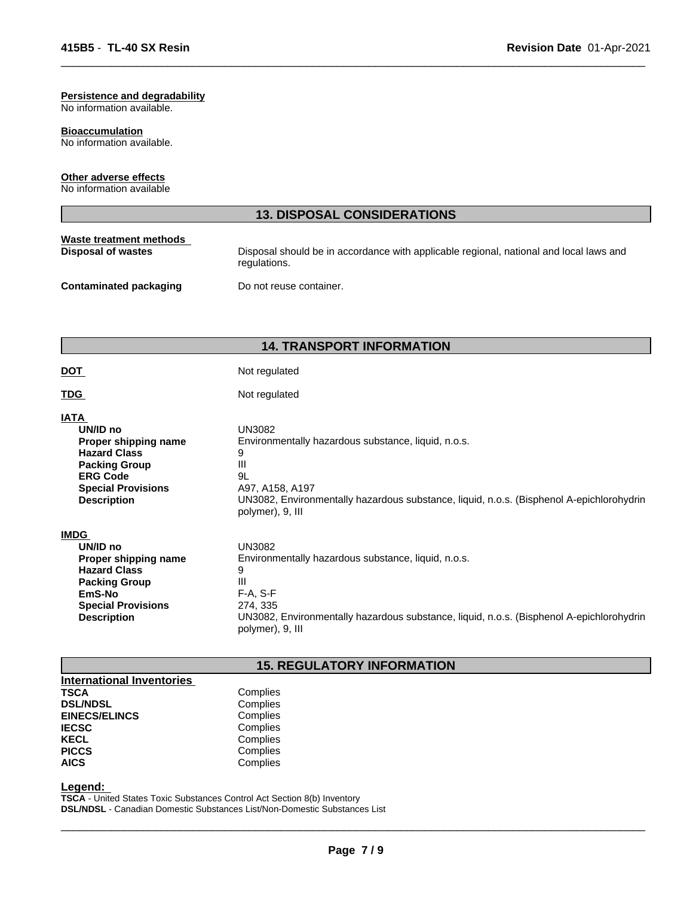**Persistence and degradability**
No information available.

**Bioaccumulation**
No information available.

**Other adverse effects**
No information available

## 13. DISPOSAL CONSIDERATIONS

**Waste treatment methods**

| | |
|---|---|
| **Disposal of wastes** | Disposal should be in accordance with applicable regional, national and local laws and regulations. |
| **Contaminated packaging** | Do not reuse container. |

## 14. TRANSPORT INFORMATION

| | |
|---|---|
| **DOT** | Not regulated |
| **TDG** | Not regulated |

**IATA**

| | |
|---|---|
| **UN/ID no** | UN3082 |
| **Proper shipping name** | Environmentally hazardous substance, liquid, n.o.s. |
| **Hazard Class** | 9 |
| **Packing Group** | III |
| **ERG Code** | 9L |
| **Special Provisions** | A97, A158, A197 |
| **Description** | UN3082, Environmentally hazardous substance, liquid, n.o.s. (Bisphenol A-epichlorohydrin polymer), 9, III |

**IMDG**

| | |
|---|---|
| **UN/ID no** | UN3082 |
| **Proper shipping name** | Environmentally hazardous substance, liquid, n.o.s. |
| **Hazard Class** | 9 |
| **Packing Group** | III |
| **EmS-No** | F-A, S-F |
| **Special Provisions** | 274, 335 |
| **Description** | UN3082, Environmentally hazardous substance, liquid, n.o.s. (Bisphenol A-epichlorohydrin polymer), 9, III |

## 15. REGULATORY INFORMATION

**International Inventories**

| | |
|---|---|
| **TSCA** | Complies |
| **DSL/NDSL** | Complies |
| **EINECS/ELINCS** | Complies |
| **IECSC** | Complies |
| **KECL** | Complies |
| **PICCS** | Complies |
| **AICS** | Complies |

**Legend:**
**TSCA** - United States Toxic Substances Control Act Section 8(b) Inventory
**DSL/NDSL** - Canadian Domestic Substances List/Non-Domestic Substances List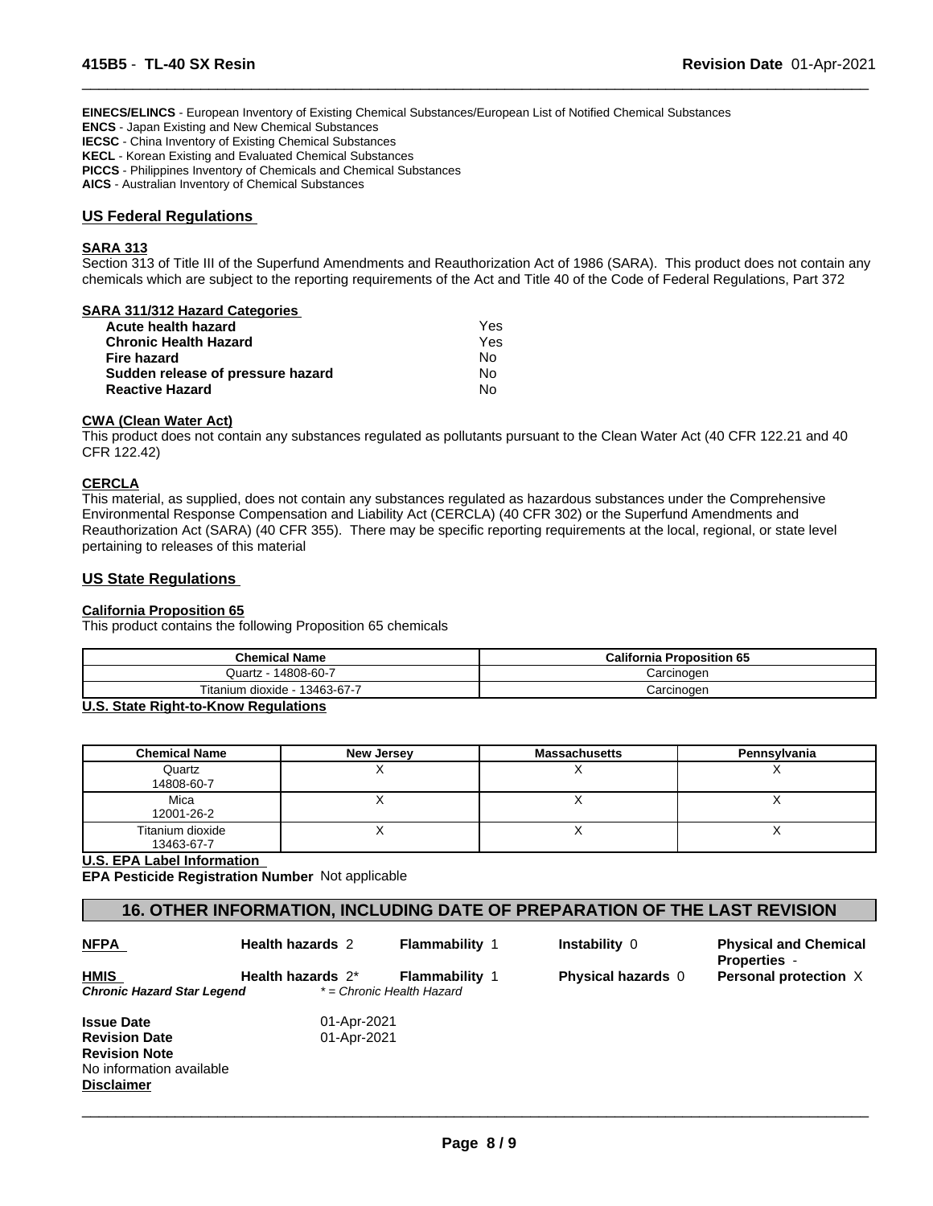**EINECS/ELINCS** - European Inventory of Existing Chemical Substances/European List of Notified Chemical Substances
**ENCS** - Japan Existing and New Chemical Substances
**IECSC** - China Inventory of Existing Chemical Substances
**KECL** - Korean Existing and Evaluated Chemical Substances
**PICCS** - Philippines Inventory of Chemicals and Chemical Substances
**AICS** - Australian Inventory of Chemical Substances

## US Federal Regulations

### SARA 313

Section 313 of Title III of the Superfund Amendments and Reauthorization Act of 1986 (SARA). This product does not contain any chemicals which are subject to the reporting requirements of the Act and Title 40 of the Code of Federal Regulations, Part 372

### SARA 311/312 Hazard Categories

| | |
|---|---|
| **Acute health hazard** | Yes |
| **Chronic Health Hazard** | Yes |
| **Fire hazard** | No |
| **Sudden release of pressure hazard** | No |
| **Reactive Hazard** | No |

### CWA (Clean Water Act)

This product does not contain any substances regulated as pollutants pursuant to the Clean Water Act (40 CFR 122.21 and 40 CFR 122.42)

### CERCLA

This material, as supplied, does not contain any substances regulated as hazardous substances under the Comprehensive Environmental Response Compensation and Liability Act (CERCLA) (40 CFR 302) or the Superfund Amendments and Reauthorization Act (SARA) (40 CFR 355). There may be specific reporting requirements at the local, regional, or state level pertaining to releases of this material

## US State Regulations

### California Proposition 65

This product contains the following Proposition 65 chemicals

| Chemical Name | California Proposition 65 |
|---|---|
| Quartz - 14808-60-7 | Carcinogen |
| Titanium dioxide - 13463-67-7 | Carcinogen |

### U.S. State Right-to-Know Regulations

| Chemical Name | New Jersey | Massachusetts | Pennsylvania |
|---|---|---|---|
| Quartz 14808-60-7 | X | X | X |
| Mica 12001-26-2 | X | X | X |
| Titanium dioxide 13463-67-7 | X | X | X |

### U.S. EPA Label Information

**EPA Pesticide Registration Number** Not applicable

## 16. OTHER INFORMATION, INCLUDING DATE OF PREPARATION OF THE LAST REVISION

| | | | | |
|---|---|---|---|---|
| **NFPA** | **Health hazards** 2 | **Flammability** 1 | **Instability** 0 | **Physical and Chemical Properties** - |
| **HMIS** | **Health hazards** 2* | **Flammability** 1 | **Physical hazards** 0 | **Personal protection** X |
| ***Chronic Hazard Star Legend*** | *\* = Chronic Health Hazard* | | | |

**Issue Date** 01-Apr-2021
**Revision Date** 01-Apr-2021
**Revision Note**
No information available
**Disclaimer**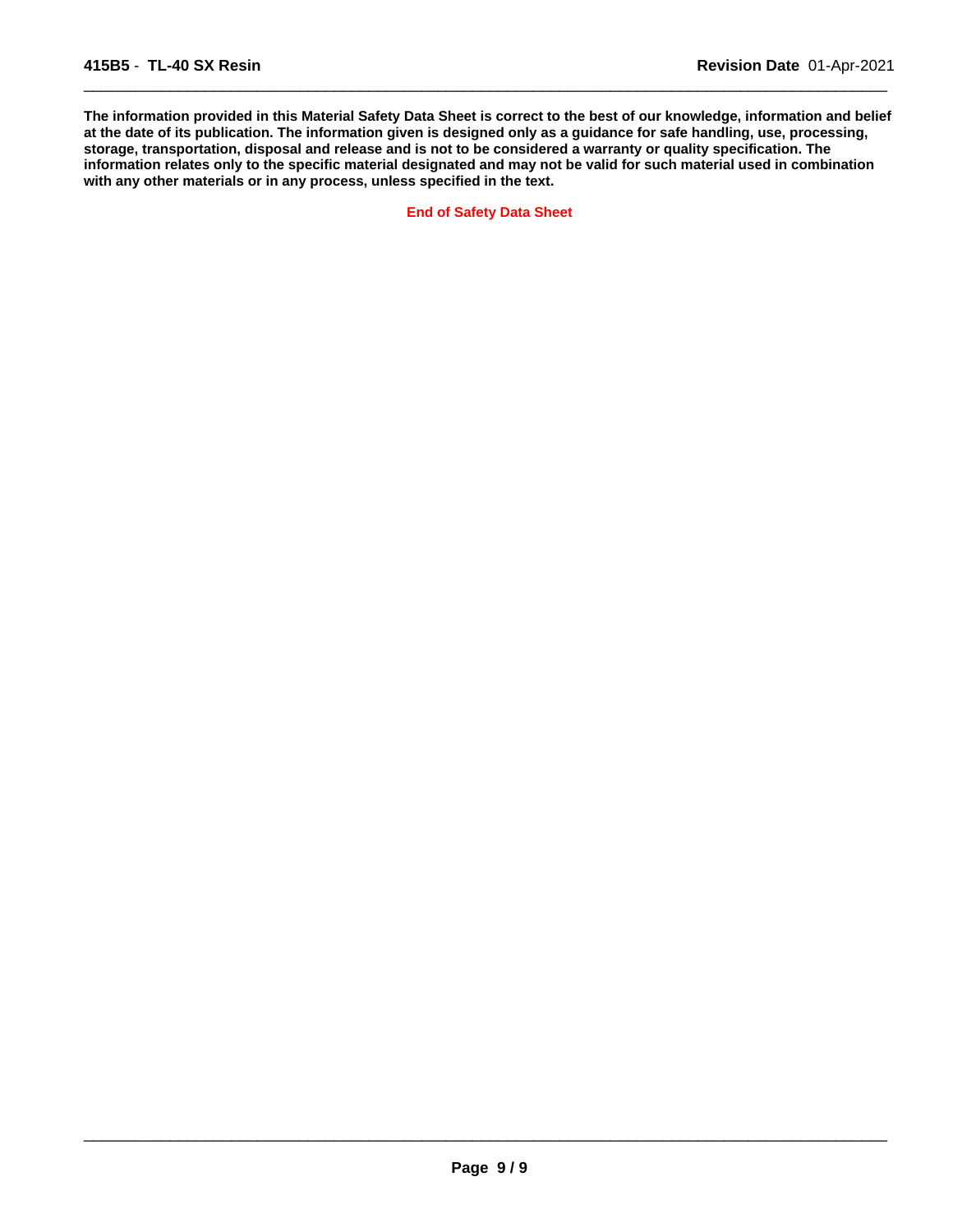**The information provided in this Material Safety Data Sheet is correct to the best of our knowledge, information and belief at the date of its publication. The information given is designed only as a guidance for safe handling, use, processing, storage, transportation, disposal and release and is not to be considered a warranty or quality specification. The information relates only to the specific material designated and may not be valid for such material used in combination with any other materials or in any process, unless specified in the text.**

**End of Safety Data Sheet**